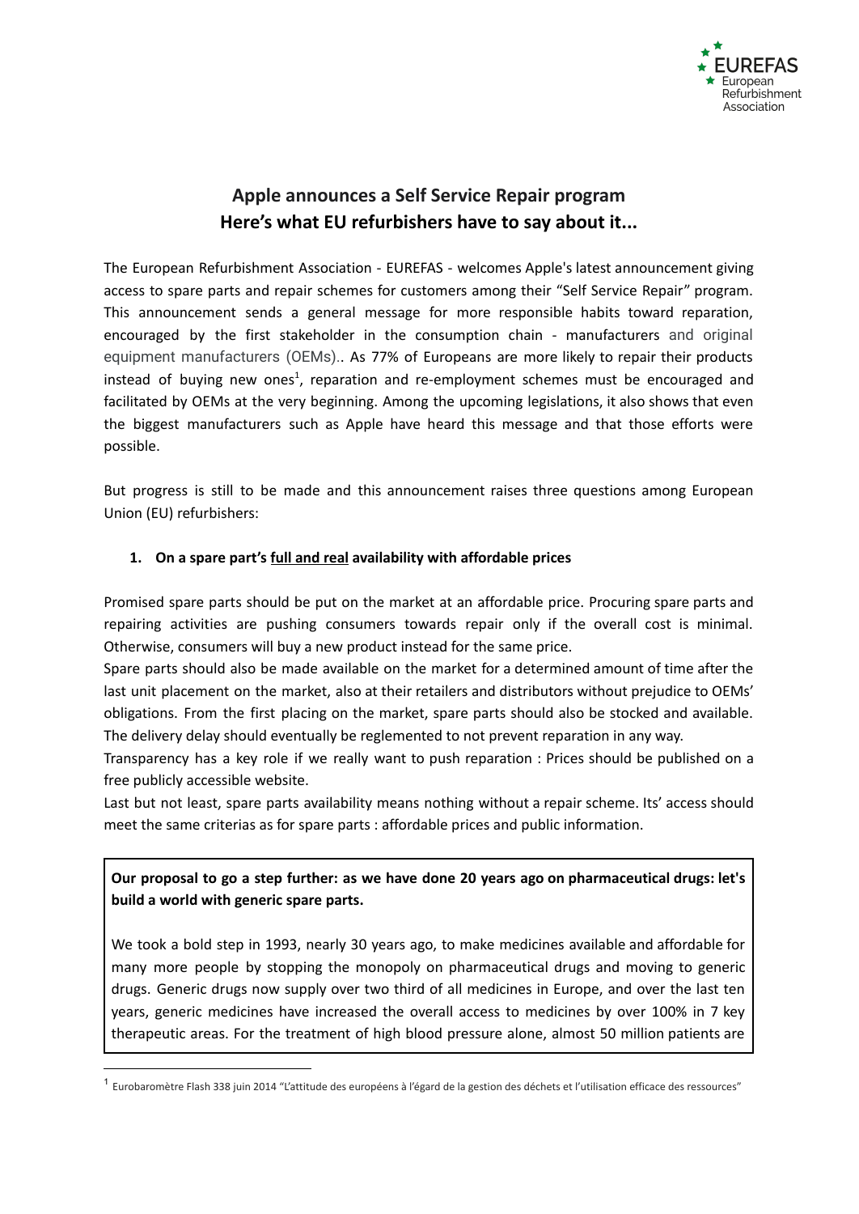# Apple announces a Self Service Repair program
# Here's what EU refurbishers have to say about it...

The European Refurbishment Association - EUREFAS - welcomes Apple's latest announcement giving access to spare parts and repair schemes for customers among their "Self Service Repair" program. This announcement sends a general message for more responsible habits toward reparation, encouraged by the first stakeholder in the consumption chain - manufacturers and original equipment manufacturers (OEMs).. As 77% of Europeans are more likely to repair their products instead of buying new ones[1], reparation and re-employment schemes must be encouraged and facilitated by OEMs at the very beginning. Among the upcoming legislations, it also shows that even the biggest manufacturers such as Apple have heard this message and that those efforts were possible.

But progress is still to be made and this announcement raises three questions among European Union (EU) refurbishers:

1. **On a spare part's <u>full and real</u> availability with affordable prices**

Promised spare parts should be put on the market at an affordable price. Procuring spare parts and repairing activities are pushing consumers towards repair only if the overall cost is minimal. Otherwise, consumers will buy a new product instead for the same price.

Spare parts should also be made available on the market for a determined amount of time after the last unit placement on the market, also at their retailers and distributors without prejudice to OEMs' obligations. From the first placing on the market, spare parts should also be stocked and available. The delivery delay should eventually be reglemented to not prevent reparation in any way.

Transparency has a key role if we really want to push reparation : Prices should be published on a free publicly accessible website.

Last but not least, spare parts availability means nothing without a repair scheme. Its' access should meet the same criterias as for spare parts : affordable prices and public information.

**Our proposal to go a step further: as we have done 20 years ago on pharmaceutical drugs: let's build a world with generic spare parts.**

We took a bold step in 1993, nearly 30 years ago, to make medicines available and affordable for many more people by stopping the monopoly on pharmaceutical drugs and moving to generic drugs. Generic drugs now supply over two third of all medicines in Europe, and over the last ten years, generic medicines have increased the overall access to medicines by over 100% in 7 key therapeutic areas. For the treatment of high blood pressure alone, almost 50 million patients are

[1] Eurobaromètre Flash 338 juin 2014 "L'attitude des européens à l'égard de la gestion des déchets et l'utilisation efficace des ressources"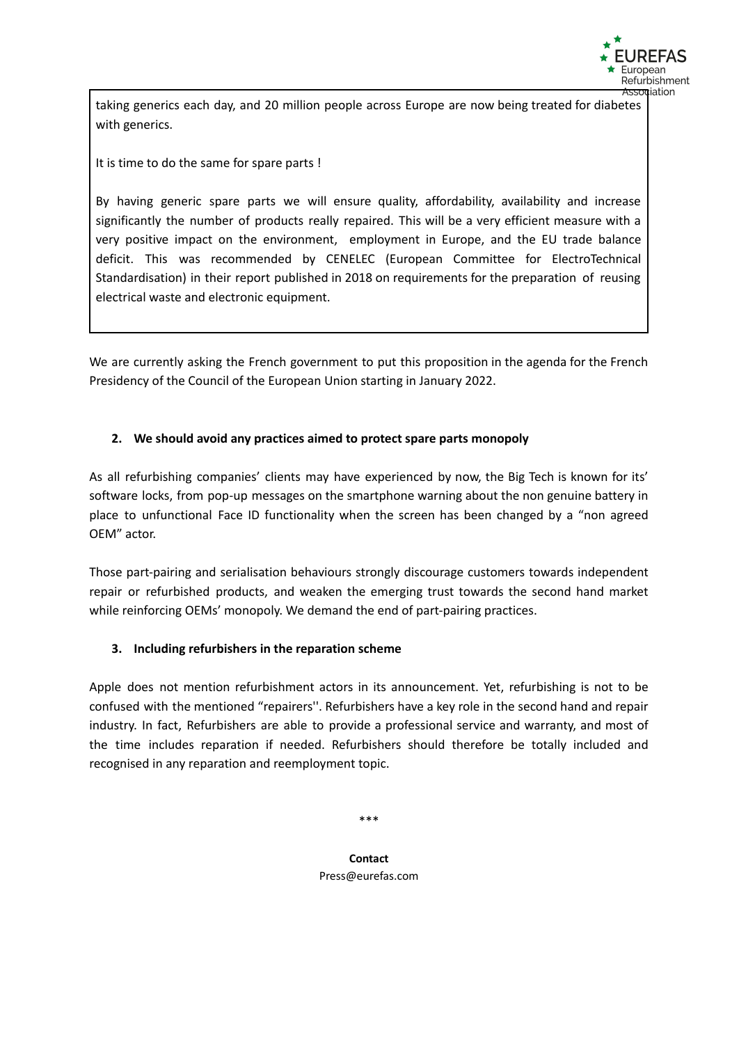taking generics each day, and 20 million people across Europe are now being treated for diabetes with generics.

It is time to do the same for spare parts !

By having generic spare parts we will ensure quality, affordability, availability and increase significantly the number of products really repaired. This will be a very efficient measure with a very positive impact on the environment, employment in Europe, and the EU trade balance deficit. This was recommended by CENELEC (European Committee for ElectroTechnical Standardisation) in their report published in 2018 on requirements for the preparation of reusing electrical waste and electronic equipment.

We are currently asking the French government to put this proposition in the agenda for the French Presidency of the Council of the European Union starting in January 2022.

**2. We should avoid any practices aimed to protect spare parts monopoly**

As all refurbishing companies' clients may have experienced by now, the Big Tech is known for its' software locks, from pop-up messages on the smartphone warning about the non genuine battery in place to unfunctional Face ID functionality when the screen has been changed by a "non agreed OEM" actor.

Those part-pairing and serialisation behaviours strongly discourage customers towards independent repair or refurbished products, and weaken the emerging trust towards the second hand market while reinforcing OEMs' monopoly. We demand the end of part-pairing practices.

**3. Including refurbishers in the reparation scheme**

Apple does not mention refurbishment actors in its announcement. Yet, refurbishing is not to be confused with the mentioned "repairers''. Refurbishers have a key role in the second hand and repair industry. In fact, Refurbishers are able to provide a professional service and warranty, and most of the time includes reparation if needed. Refurbishers should therefore be totally included and recognised in any reparation and reemployment topic.

***

**Contact**
Press@eurefas.com